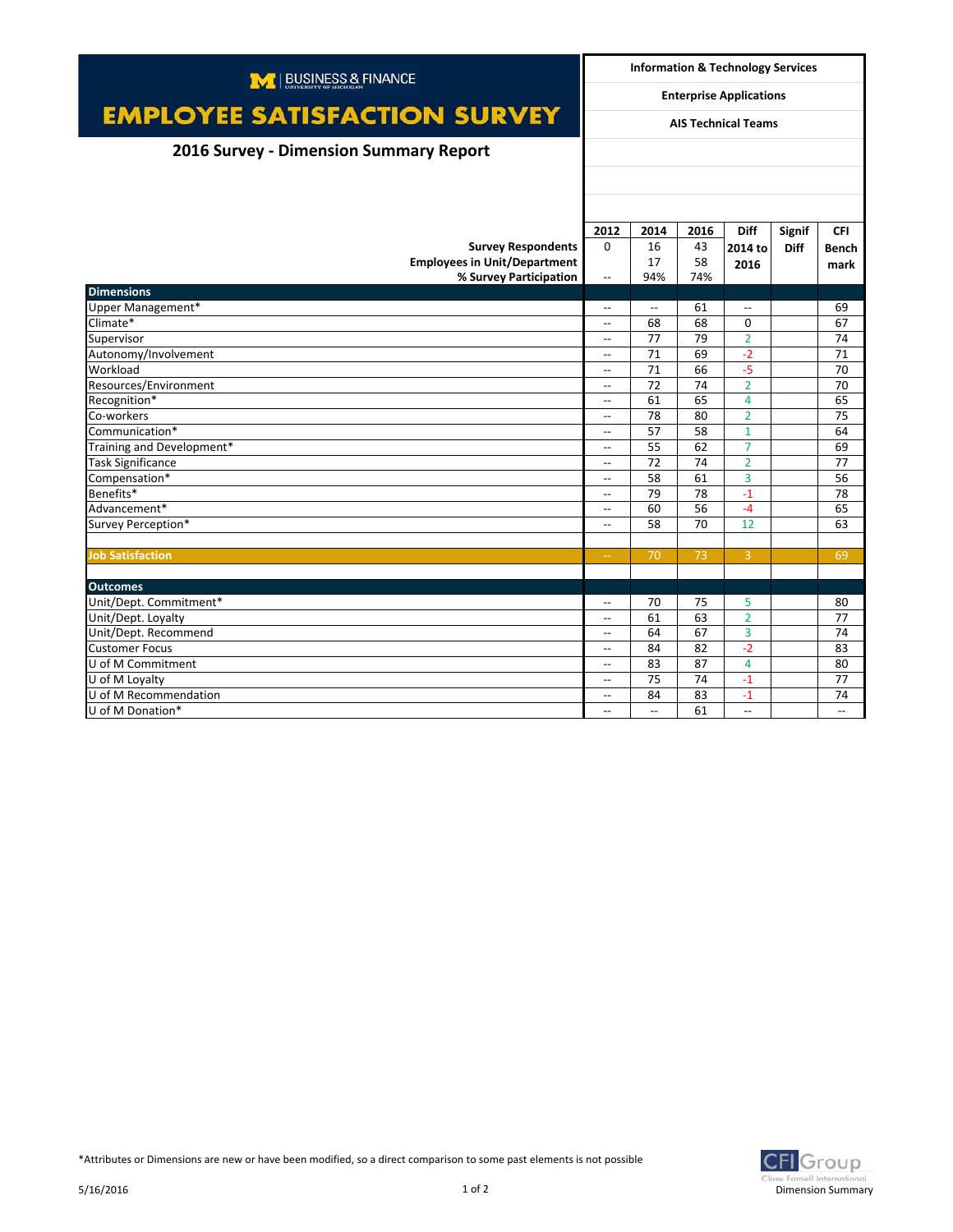BUSINESS & FINANCE
UNIVERSITY OF MICHIGAN

# EMPLOYEE SATISFACTION SURVEY

## 2016 Survey - Dimension Summary Report

**Information & Technology Services**

**Enterprise Applications**

**AIS Technical Teams**

| | 2012 | 2014 | 2016 | Diff 2014 to 2016 | Signif Diff | CFI Benchmark |
|---|---|---|---|---|---|---|
| **Survey Respondents** | 0 | 16 | 43 | | | |
| **Employees in Unit/Department** | | 17 | 58 | | | |
| **% Survey Participation** | -- | 94% | 74% | | | |
| **Dimensions** | | | | | | |
| Upper Management* | -- | -- | 61 | -- | | 69 |
| Climate* | -- | 68 | 68 | 0 | | 67 |
| Supervisor | -- | 77 | 79 | 2 | | 74 |
| Autonomy/Involvement | -- | 71 | 69 | -2 | | 71 |
| Workload | -- | 71 | 66 | -5 | | 70 |
| Resources/Environment | -- | 72 | 74 | 2 | | 70 |
| Recognition* | -- | 61 | 65 | 4 | | 65 |
| Co-workers | -- | 78 | 80 | 2 | | 75 |
| Communication* | -- | 57 | 58 | 1 | | 64 |
| Training and Development* | -- | 55 | 62 | 7 | | 69 |
| Task Significance | -- | 72 | 74 | 2 | | 77 |
| Compensation* | -- | 58 | 61 | 3 | | 56 |
| Benefits* | -- | 79 | 78 | -1 | | 78 |
| Advancement* | -- | 60 | 56 | -4 | | 65 |
| Survey Perception* | -- | 58 | 70 | 12 | | 63 |
| **Job Satisfaction** | -- | 70 | 73 | 3 | | 69 |
| **Outcomes** | | | | | | |
| Unit/Dept. Commitment* | -- | 70 | 75 | 5 | | 80 |
| Unit/Dept. Loyalty | -- | 61 | 63 | 2 | | 77 |
| Unit/Dept. Recommend | -- | 64 | 67 | 3 | | 74 |
| Customer Focus | -- | 84 | 82 | -2 | | 83 |
| U of M Commitment | -- | 83 | 87 | 4 | | 80 |
| U of M Loyalty | -- | 75 | 74 | -1 | | 77 |
| U of M Recommendation | -- | 84 | 83 | -1 | | 74 |
| U of M Donation* | -- | -- | 61 | -- | | -- |

*Attributes or Dimensions are new or have been modified, so a direct comparison to some past elements is not possible

5/16/2016

CFI Group Claes Fornell International Dimension Summary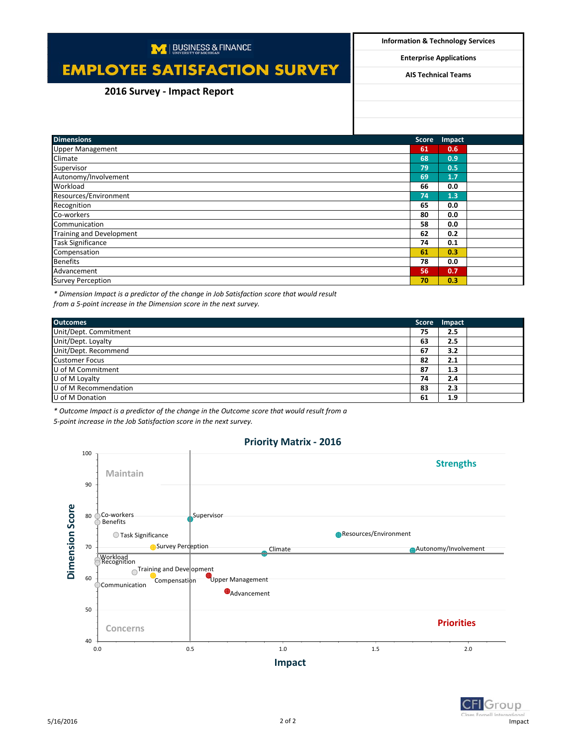BUSINESS & FINANCE
UNIVERSITY OF MICHIGAN

# EMPLOYEE SATISFACTION SURVEY

**2016 Survey - Impact Report**

| |
|---|
| **Information & Technology Services** |
| **Enterprise Applications** |
| **AIS Technical Teams** |

| Dimensions | Score | Impact |
|---|---|---|
| Upper Management | 61 | 0.6 |
| Climate | 68 | 0.9 |
| Supervisor | 79 | 0.5 |
| Autonomy/Involvement | 69 | 1.7 |
| Workload | 66 | 0.0 |
| Resources/Environment | 74 | 1.3 |
| Recognition | 65 | 0.0 |
| Co-workers | 80 | 0.0 |
| Communication | 58 | 0.0 |
| Training and Development | 62 | 0.2 |
| Task Significance | 74 | 0.1 |
| Compensation | 61 | 0.3 |
| Benefits | 78 | 0.0 |
| Advancement | 56 | 0.7 |
| Survey Perception | 70 | 0.3 |

*\* Dimension Impact is a predictor of the change in Job Satisfaction score that would result from a 5-point increase in the Dimension score in the next survey.*

| Outcomes | Score | Impact |
|---|---|---|
| Unit/Dept. Commitment | 75 | 2.5 |
| Unit/Dept. Loyalty | 63 | 2.5 |
| Unit/Dept. Recommend | 67 | 3.2 |
| Customer Focus | 82 | 2.1 |
| U of M Commitment | 87 | 1.3 |
| U of M Loyalty | 74 | 2.4 |
| U of M Recommendation | 83 | 2.3 |
| U of M Donation | 61 | 1.9 |

*\* Outcome Impact is a predictor of the change in the Outcome score that would result from a 5-point increase in the Job Satisfaction score in the next survey.*

## Priority Matrix - 2016

Maintain
Strengths
Concerns
Priorities

Co-workers
Benefits
Supervisor
Task Significance
Resources/Environment
Survey Perception
Climate
Autonomy/Involvement
Workload
Recognition
Training and Development
Compensation
Upper Management
Communication
Advancement

Dimension Score
100
90
80
70
60
50
40

Impact
0.0
0.5
1.0
1.5
2.0

5/16/2016

CFI Group
Claes Fornell International
Impact